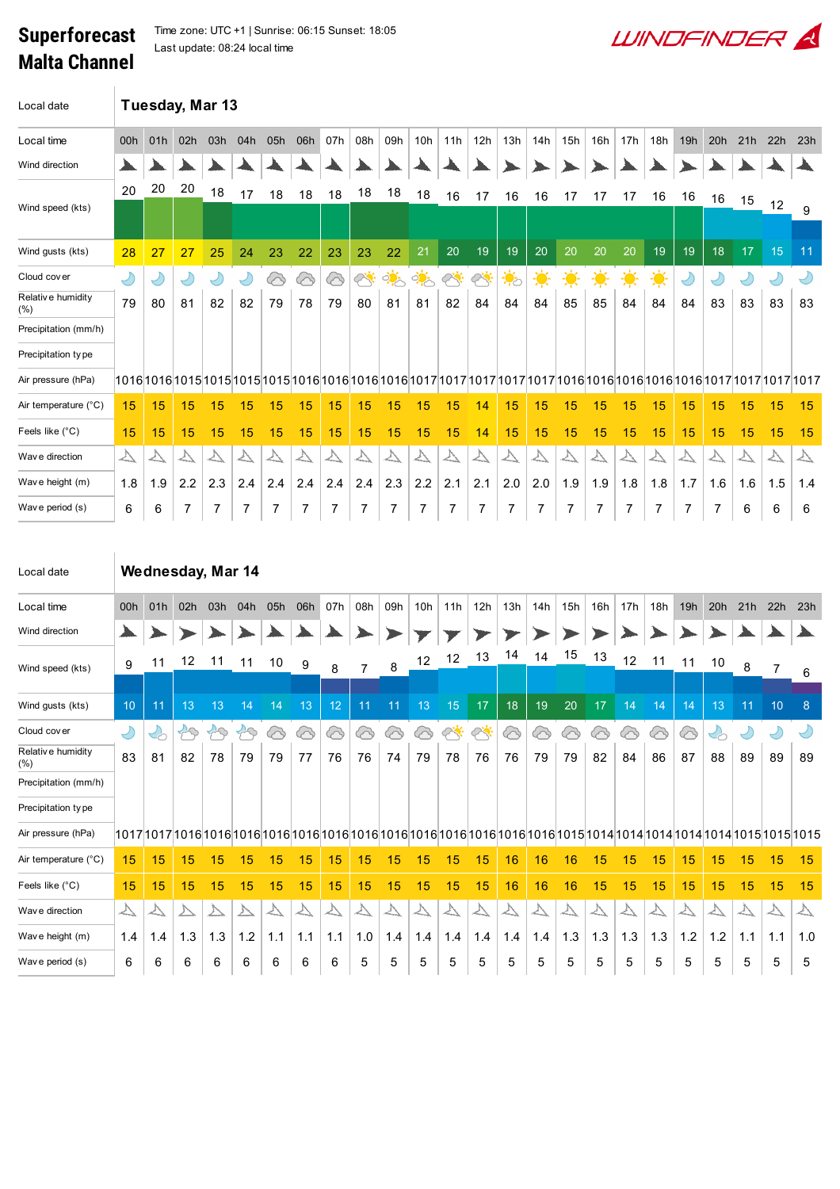# Superforecast Malta Channel

Time zone: UTC +1 | Sunrise: 06:15 Sunset: 18:05

Last update: 08:24 local time

WINDFINDER

| Local date | Tuesday, Mar 13 | | | | | | | | | | | | | | | | | | | | | | | |
|---|---|---|---|---|---|---|---|---|---|---|---|---|---|---|---|---|---|---|---|---|---|---|---|---|
| Local time | 00h | 01h | 02h | 03h | 04h | 05h | 06h | 07h | 08h | 09h | 10h | 11h | 12h | 13h | 14h | 15h | 16h | 17h | 18h | 19h | 20h | 21h | 22h | 23h |
| Wind direction | | | | | | | | | | | | | | | | | | | | | | | | |
| Wind speed (kts) | 20 | 20 | 20 | 18 | 17 | 18 | 18 | 18 | 18 | 18 | 18 | 16 | 17 | 16 | 16 | 17 | 17 | 17 | 16 | 16 | 16 | 15 | 12 | 9 |
| Wind gusts (kts) | 28 | 27 | 27 | 25 | 24 | 23 | 22 | 23 | 23 | 22 | 21 | 20 | 19 | 19 | 20 | 20 | 20 | 20 | 19 | 19 | 18 | 17 | 15 | 11 |
| Cloud cover | | | | | | | | | | | | | | | | | | | | | | | | |
| Relative humidity (%) | 79 | 80 | 81 | 82 | 82 | 79 | 78 | 79 | 80 | 81 | 81 | 82 | 84 | 84 | 84 | 85 | 85 | 84 | 84 | 84 | 83 | 83 | 83 | 83 |
| Precipitation (mm/h) | | | | | | | | | | | | | | | | | | | | | | | | |
| Precipitation type | | | | | | | | | | | | | | | | | | | | | | | | |
| Air pressure (hPa) | 1016 | 1016 | 1015 | 1015 | 1015 | 1015 | 1016 | 1016 | 1016 | 1016 | 1017 | 1017 | 1017 | 1017 | 1017 | 1016 | 1016 | 1016 | 1016 | 1016 | 1017 | 1017 | 1017 | 1017 |
| Air temperature (°C) | 15 | 15 | 15 | 15 | 15 | 15 | 15 | 15 | 15 | 15 | 15 | 15 | 14 | 15 | 15 | 15 | 15 | 15 | 15 | 15 | 15 | 15 | 15 | 15 |
| Feels like (°C) | 15 | 15 | 15 | 15 | 15 | 15 | 15 | 15 | 15 | 15 | 15 | 15 | 14 | 15 | 15 | 15 | 15 | 15 | 15 | 15 | 15 | 15 | 15 | 15 |
| Wave direction | | | | | | | | | | | | | | | | | | | | | | | | |
| Wave height (m) | 1.8 | 1.9 | 2.2 | 2.3 | 2.4 | 2.4 | 2.4 | 2.4 | 2.4 | 2.3 | 2.2 | 2.1 | 2.1 | 2.0 | 2.0 | 1.9 | 1.9 | 1.8 | 1.8 | 1.7 | 1.6 | 1.6 | 1.5 | 1.4 |
| Wave period (s) | 6 | 6 | 7 | 7 | 7 | 7 | 7 | 7 | 7 | 7 | 7 | 7 | 7 | 7 | 7 | 7 | 7 | 7 | 7 | 7 | 7 | 6 | 6 | 6 |

| Local date | Wednesday, Mar 14 | | | | | | | | | | | | | | | | | | | | | | | |
|---|---|---|---|---|---|---|---|---|---|---|---|---|---|---|---|---|---|---|---|---|---|---|---|---|
| Local time | 00h | 01h | 02h | 03h | 04h | 05h | 06h | 07h | 08h | 09h | 10h | 11h | 12h | 13h | 14h | 15h | 16h | 17h | 18h | 19h | 20h | 21h | 22h | 23h |
| Wind direction | | | | | | | | | | | | | | | | | | | | | | | | |
| Wind speed (kts) | 9 | 11 | 12 | 11 | 11 | 10 | 9 | 8 | 7 | 8 | 12 | 12 | 13 | 14 | 14 | 15 | 13 | 12 | 11 | 11 | 10 | 8 | 7 | 6 |
| Wind gusts (kts) | 10 | 11 | 13 | 13 | 14 | 14 | 13 | 12 | 11 | 11 | 13 | 15 | 17 | 18 | 19 | 20 | 17 | 14 | 14 | 14 | 13 | 11 | 10 | 8 |
| Cloud cover | | | | | | | | | | | | | | | | | | | | | | | | |
| Relative humidity (%) | 83 | 81 | 82 | 78 | 79 | 79 | 77 | 76 | 76 | 74 | 79 | 78 | 76 | 76 | 79 | 79 | 82 | 84 | 86 | 87 | 88 | 89 | 89 | 89 |
| Precipitation (mm/h) | | | | | | | | | | | | | | | | | | | | | | | | |
| Precipitation type | | | | | | | | | | | | | | | | | | | | | | | | |
| Air pressure (hPa) | 1017 | 1017 | 1016 | 1016 | 1016 | 1016 | 1016 | 1016 | 1016 | 1016 | 1016 | 1016 | 1016 | 1016 | 1016 | 1015 | 1014 | 1014 | 1014 | 1014 | 1014 | 1015 | 1015 | 1015 |
| Air temperature (°C) | 15 | 15 | 15 | 15 | 15 | 15 | 15 | 15 | 15 | 15 | 15 | 15 | 15 | 16 | 16 | 16 | 15 | 15 | 15 | 15 | 15 | 15 | 15 | 15 |
| Feels like (°C) | 15 | 15 | 15 | 15 | 15 | 15 | 15 | 15 | 15 | 15 | 15 | 15 | 15 | 16 | 16 | 16 | 15 | 15 | 15 | 15 | 15 | 15 | 15 | 15 |
| Wave direction | | | | | | | | | | | | | | | | | | | | | | | | |
| Wave height (m) | 1.4 | 1.4 | 1.3 | 1.3 | 1.2 | 1.1 | 1.1 | 1.1 | 1.0 | 1.4 | 1.4 | 1.4 | 1.4 | 1.4 | 1.4 | 1.3 | 1.3 | 1.3 | 1.3 | 1.2 | 1.2 | 1.1 | 1.1 | 1.0 |
| Wave period (s) | 6 | 6 | 6 | 6 | 6 | 6 | 6 | 6 | 5 | 5 | 5 | 5 | 5 | 5 | 5 | 5 | 5 | 5 | 5 | 5 | 5 | 5 | 5 | 5 |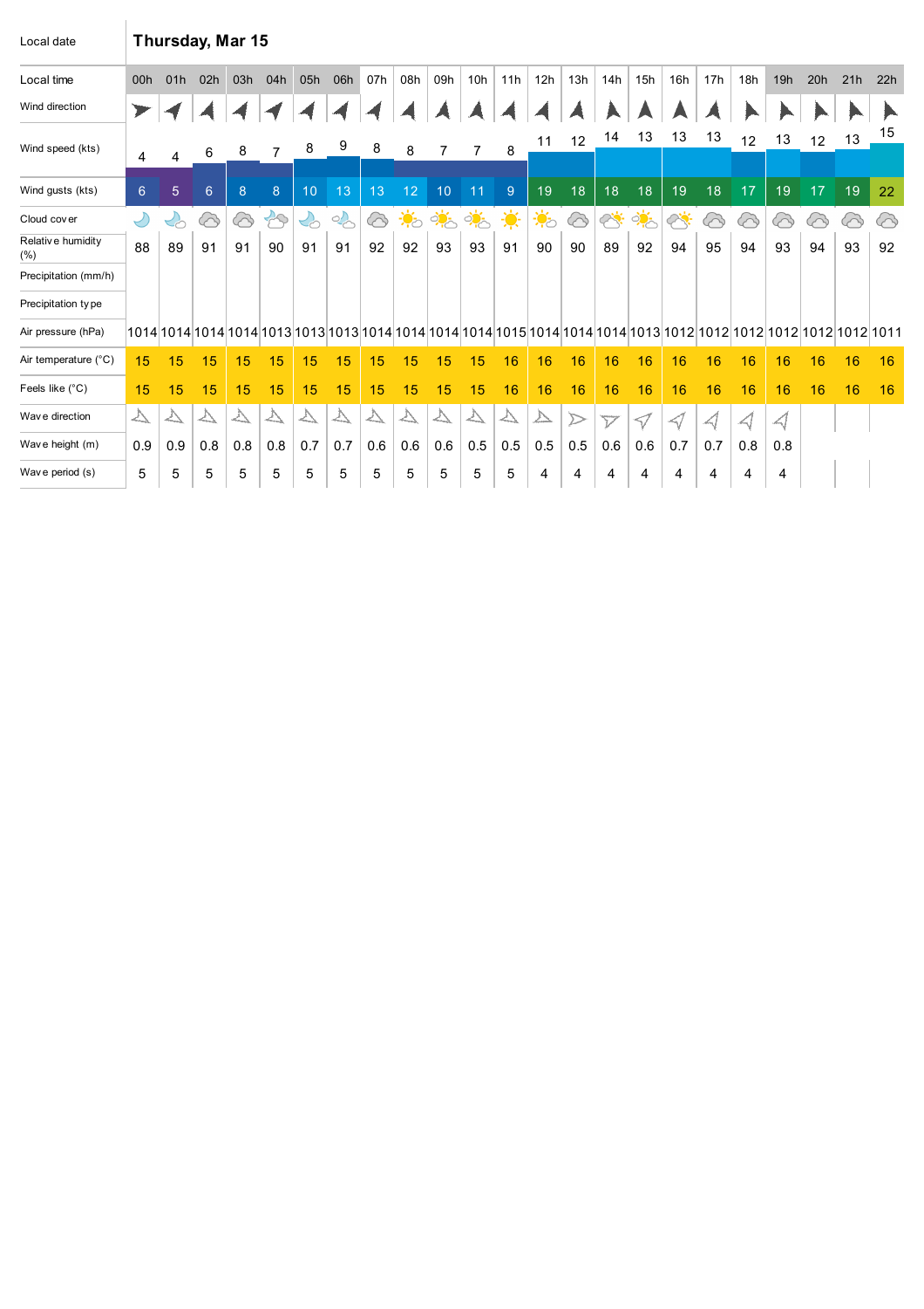| Local date | Thursday, Mar 15 | | | | | | | | | | | | | | | | | | | | | | |
|---|---|---|---|---|---|---|---|---|---|---|---|---|---|---|---|---|---|---|---|---|---|---|---|
| Local time | 00h | 01h | 02h | 03h | 04h | 05h | 06h | 07h | 08h | 09h | 10h | 11h | 12h | 13h | 14h | 15h | 16h | 17h | 18h | 19h | 20h | 21h | 22h |
| Wind direction | | | | | | | | | | | | | | | | | | | | | | | |
| Wind speed (kts) | 4 | 4 | 6 | 8 | 7 | 8 | 9 | 8 | 8 | 7 | 7 | 8 | 11 | 12 | 14 | 13 | 13 | 13 | 12 | 13 | 12 | 13 | 15 |
| Wind gusts (kts) | 6 | 5 | 6 | 8 | 8 | 10 | 13 | 13 | 12 | 10 | 11 | 9 | 19 | 18 | 18 | 18 | 19 | 18 | 17 | 19 | 17 | 19 | 22 |
| Cloud cover | | | | | | | | | | | | | | | | | | | | | | | |
| Relative humidity (%) | 88 | 89 | 91 | 91 | 90 | 91 | 91 | 92 | 92 | 93 | 93 | 91 | 90 | 90 | 89 | 92 | 94 | 95 | 94 | 93 | 94 | 93 | 92 |
| Precipitation (mm/h) | | | | | | | | | | | | | | | | | | | | | | | |
| Precipitation type | | | | | | | | | | | | | | | | | | | | | | | |
| Air pressure (hPa) | 1014 | 1014 | 1014 | 1014 | 1013 | 1013 | 1013 | 1014 | 1014 | 1014 | 1014 | 1015 | 1014 | 1014 | 1014 | 1013 | 1012 | 1012 | 1012 | 1012 | 1012 | 1012 | 1011 |
| Air temperature (°C) | 15 | 15 | 15 | 15 | 15 | 15 | 15 | 15 | 15 | 15 | 15 | 16 | 16 | 16 | 16 | 16 | 16 | 16 | 16 | 16 | 16 | 16 | 16 |
| Feels like (°C) | 15 | 15 | 15 | 15 | 15 | 15 | 15 | 15 | 15 | 15 | 15 | 16 | 16 | 16 | 16 | 16 | 16 | 16 | 16 | 16 | 16 | 16 | 16 |
| Wave direction | | | | | | | | | | | | | | | | | | | | | | | |
| Wave height (m) | 0.9 | 0.9 | 0.8 | 0.8 | 0.8 | 0.7 | 0.7 | 0.6 | 0.6 | 0.6 | 0.5 | 0.5 | 0.5 | 0.5 | 0.6 | 0.6 | 0.7 | 0.7 | 0.8 | 0.8 | | | |
| Wave period (s) | 5 | 5 | 5 | 5 | 5 | 5 | 5 | 5 | 5 | 5 | 5 | 5 | 4 | 4 | 4 | 4 | 4 | 4 | 4 | 4 | | | |